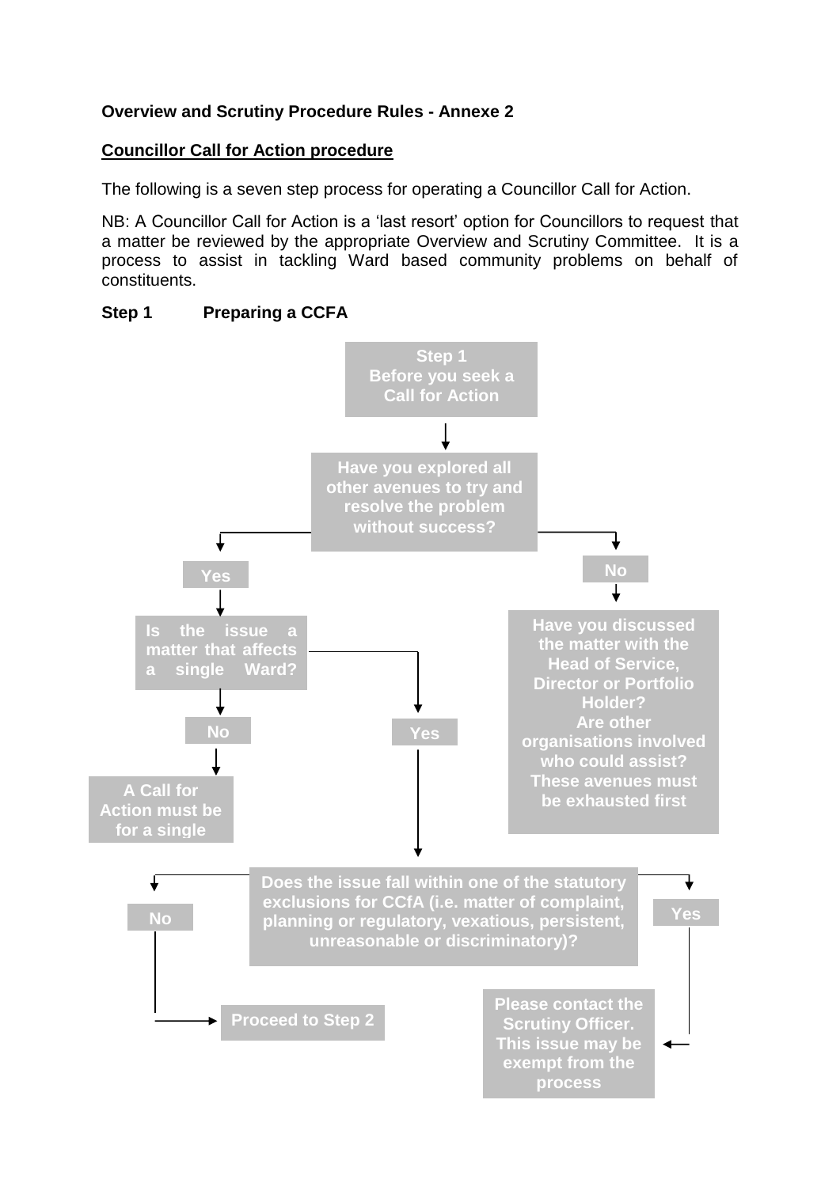**Overview and Scrutiny Procedure Rules - Annexe 2**

**Councillor Call for Action procedure**

The following is a seven step process for operating a Councillor Call for Action.

NB: A Councillor Call for Action is a 'last resort' option for Councillors to request that a matter be reviewed by the appropriate Overview and Scrutiny Committee. It is a process to assist in tackling Ward based community problems on behalf of constituents.

**Step 1 Preparing a CCFA**

**Step 1**
**Before you seek a Call for Action**

**Have you explored all other avenues to try and resolve the problem without success?**

- **Yes** → **Is the issue a matter that affects a single Ward?**
  - **No** → **A Call for Action must be for a single**
  - **Yes** → **Does the issue fall within one of the statutory exclusions for CCfA (i.e. matter of complaint, planning or regulatory, vexatious, persistent, unreasonable or discriminatory)?**
    - **No** → **Proceed to Step 2**
    - **Yes** → **Please contact the Scrutiny Officer. This issue may be exempt from the process**
- **No** → **Have you discussed the matter with the Head of Service, Director or Portfolio Holder? Are other organisations involved who could assist? These avenues must be exhausted first**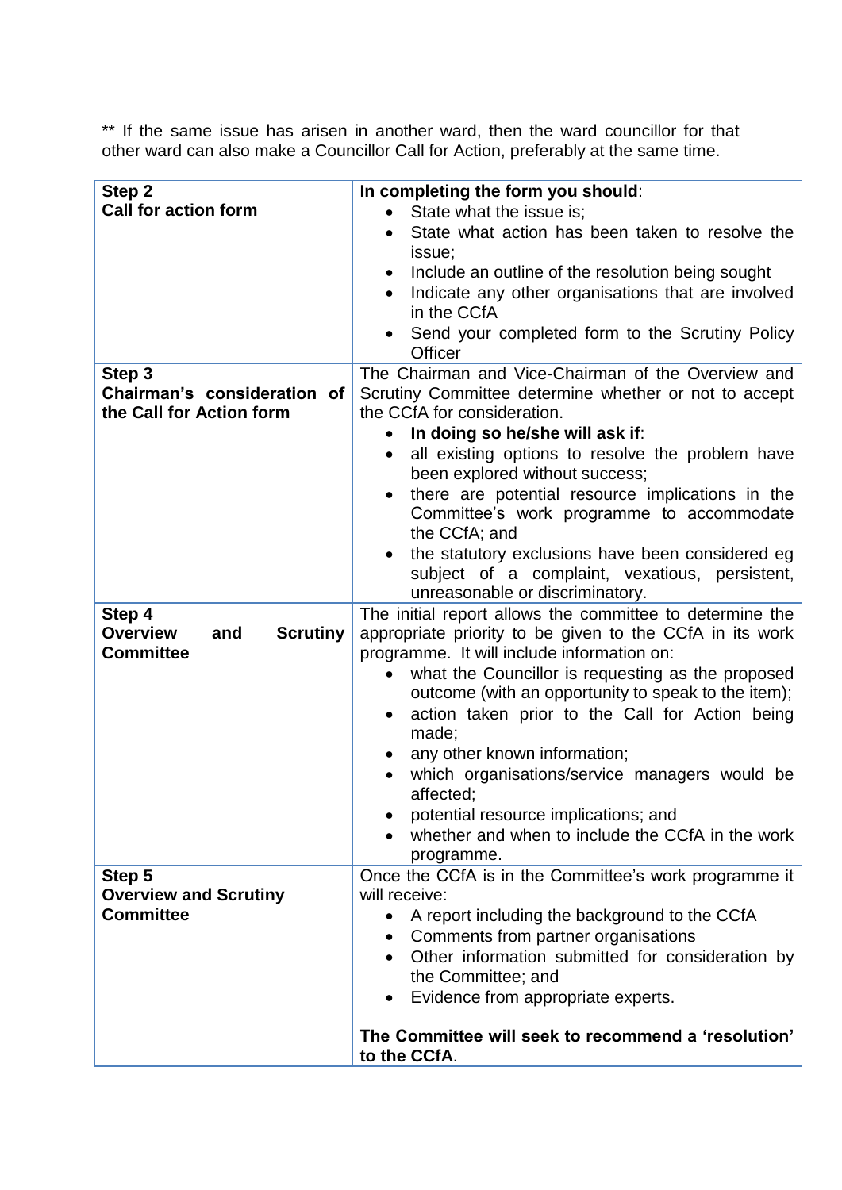** If the same issue has arisen in another ward, then the ward councillor for that other ward can also make a Councillor Call for Action, preferably at the same time.

| | |
|---|---|
| **Step 2**<br>**Call for action form** | **In completing the form you should**:<br>• State what the issue is;<br>• State what action has been taken to resolve the issue;<br>• Include an outline of the resolution being sought<br>• Indicate any other organisations that are involved in the CCfA<br>• Send your completed form to the Scrutiny Policy Officer |
| **Step 3**<br>**Chairman's consideration of the Call for Action form** | The Chairman and Vice-Chairman of the Overview and Scrutiny Committee determine whether or not to accept the CCfA for consideration.<br>• **In doing so he/she will ask if**:<br>• all existing options to resolve the problem have been explored without success;<br>• there are potential resource implications in the Committee's work programme to accommodate the CCfA; and<br>• the statutory exclusions have been considered eg subject of a complaint, vexatious, persistent, unreasonable or discriminatory. |
| **Step 4**<br>**Overview and Scrutiny Committee** | The initial report allows the committee to determine the appropriate priority to be given to the CCfA in its work programme. It will include information on:<br>• what the Councillor is requesting as the proposed outcome (with an opportunity to speak to the item);<br>• action taken prior to the Call for Action being made;<br>• any other known information;<br>• which organisations/service managers would be affected;<br>• potential resource implications; and<br>• whether and when to include the CCfA in the work programme. |
| **Step 5**<br>**Overview and Scrutiny Committee** | Once the CCfA is in the Committee's work programme it will receive:<br>• A report including the background to the CCfA<br>• Comments from partner organisations<br>• Other information submitted for consideration by the Committee; and<br>• Evidence from appropriate experts.<br><br>**The Committee will seek to recommend a 'resolution' to the CCfA**. |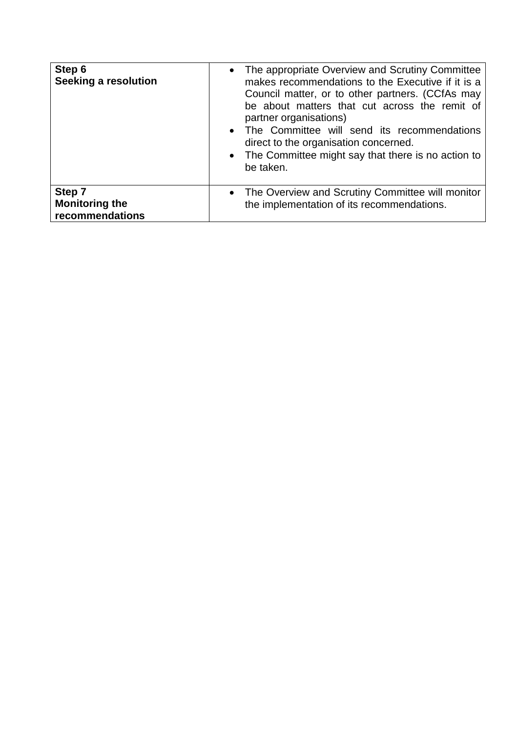| | |
|---|---|
| **Step 6**<br>**Seeking a resolution** | • The appropriate Overview and Scrutiny Committee makes recommendations to the Executive if it is a Council matter, or to other partners. (CCfAs may be about matters that cut across the remit of partner organisations)<br>• The Committee will send its recommendations direct to the organisation concerned.<br>• The Committee might say that there is no action to be taken. |
| **Step 7**<br>**Monitoring the recommendations** | • The Overview and Scrutiny Committee will monitor the implementation of its recommendations. |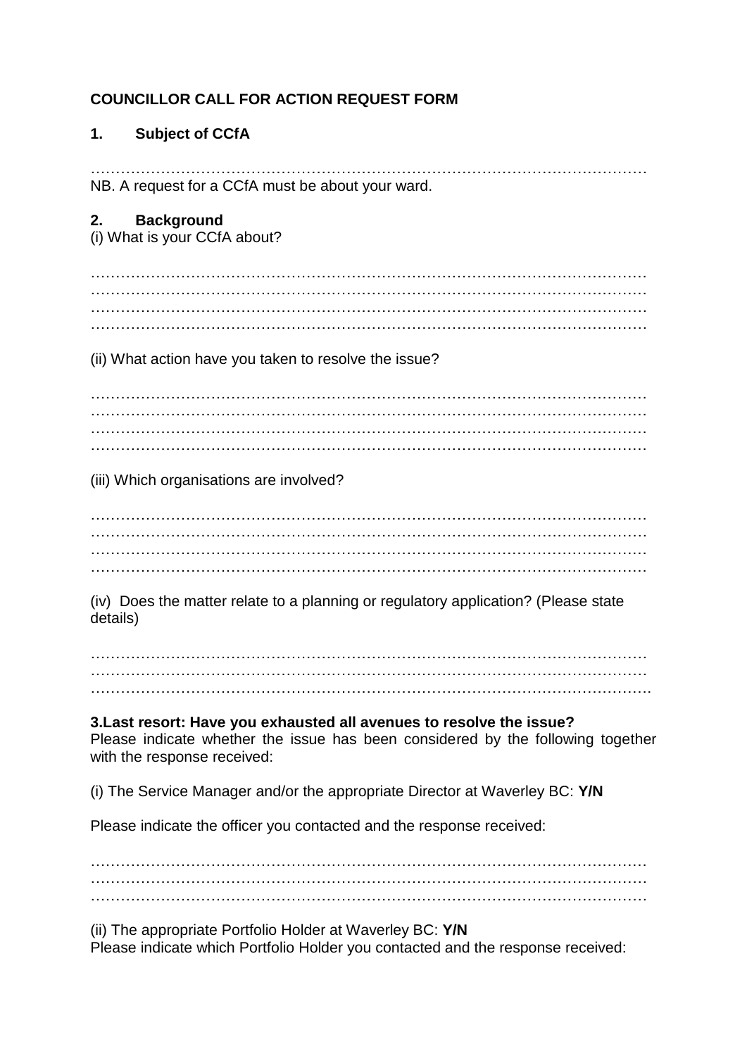**COUNCILLOR CALL FOR ACTION REQUEST FORM**

**1. Subject of CCfA**

…………………………………………………………………………………………………
NB. A request for a CCfA must be about your ward.

**2. Background**

(i) What is your CCfA about?

…………………………………………………………………………………………………
…………………………………………………………………………………………………
…………………………………………………………………………………………………
…………………………………………………………………………………………………

(ii) What action have you taken to resolve the issue?

…………………………………………………………………………………………………
…………………………………………………………………………………………………
…………………………………………………………………………………………………
…………………………………………………………………………………………………

(iii) Which organisations are involved?

…………………………………………………………………………………………………
…………………………………………………………………………………………………
…………………………………………………………………………………………………
…………………………………………………………………………………………………

(iv) Does the matter relate to a planning or regulatory application? (Please state details)

…………………………………………………………………………………………………
…………………………………………………………………………………………………
…………………………………………………………………………………………………

**3.Last resort: Have you exhausted all avenues to resolve the issue?**

Please indicate whether the issue has been considered by the following together with the response received:

(i) The Service Manager and/or the appropriate Director at Waverley BC: **Y/N**

Please indicate the officer you contacted and the response received:

…………………………………………………………………………………………………
…………………………………………………………………………………………………
…………………………………………………………………………………………………

(ii) The appropriate Portfolio Holder at Waverley BC: **Y/N**

Please indicate which Portfolio Holder you contacted and the response received: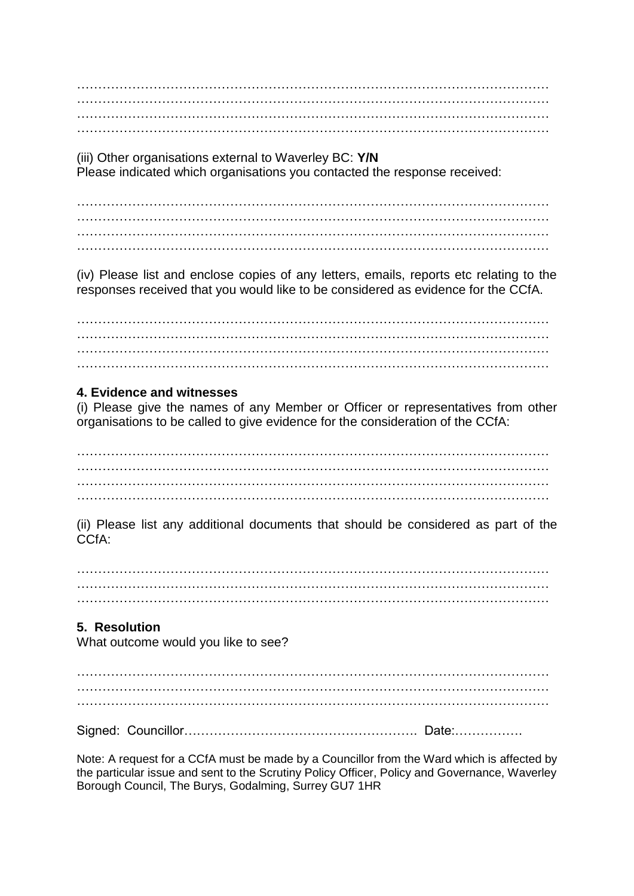…………………………………………………………………………………………………
…………………………………………………………………………………………………
…………………………………………………………………………………………………
…………………………………………………………………………………………………

(iii) Other organisations external to Waverley BC: **Y/N**
Please indicated which organisations you contacted the response received:

…………………………………………………………………………………………………
…………………………………………………………………………………………………
…………………………………………………………………………………………………
…………………………………………………………………………………………………

(iv) Please list and enclose copies of any letters, emails, reports etc relating to the responses received that you would like to be considered as evidence for the CCfA.

…………………………………………………………………………………………………
…………………………………………………………………………………………………
…………………………………………………………………………………………………
…………………………………………………………………………………………………

**4. Evidence and witnesses**

(i) Please give the names of any Member or Officer or representatives from other organisations to be called to give evidence for the consideration of the CCfA:

…………………………………………………………………………………………………
…………………………………………………………………………………………………
…………………………………………………………………………………………………
…………………………………………………………………………………………………

(ii) Please list any additional documents that should be considered as part of the CCfA:

…………………………………………………………………………………………………
…………………………………………………………………………………………………
…………………………………………………………………………………………………

**5. Resolution**

What outcome would you like to see?

…………………………………………………………………………………………………
…………………………………………………………………………………………………
…………………………………………………………………………………………………

Signed: Councillor………………………………………………. Date:…………….

Note: A request for a CCfA must be made by a Councillor from the Ward which is affected by the particular issue and sent to the Scrutiny Policy Officer, Policy and Governance, Waverley Borough Council, The Burys, Godalming, Surrey GU7 1HR